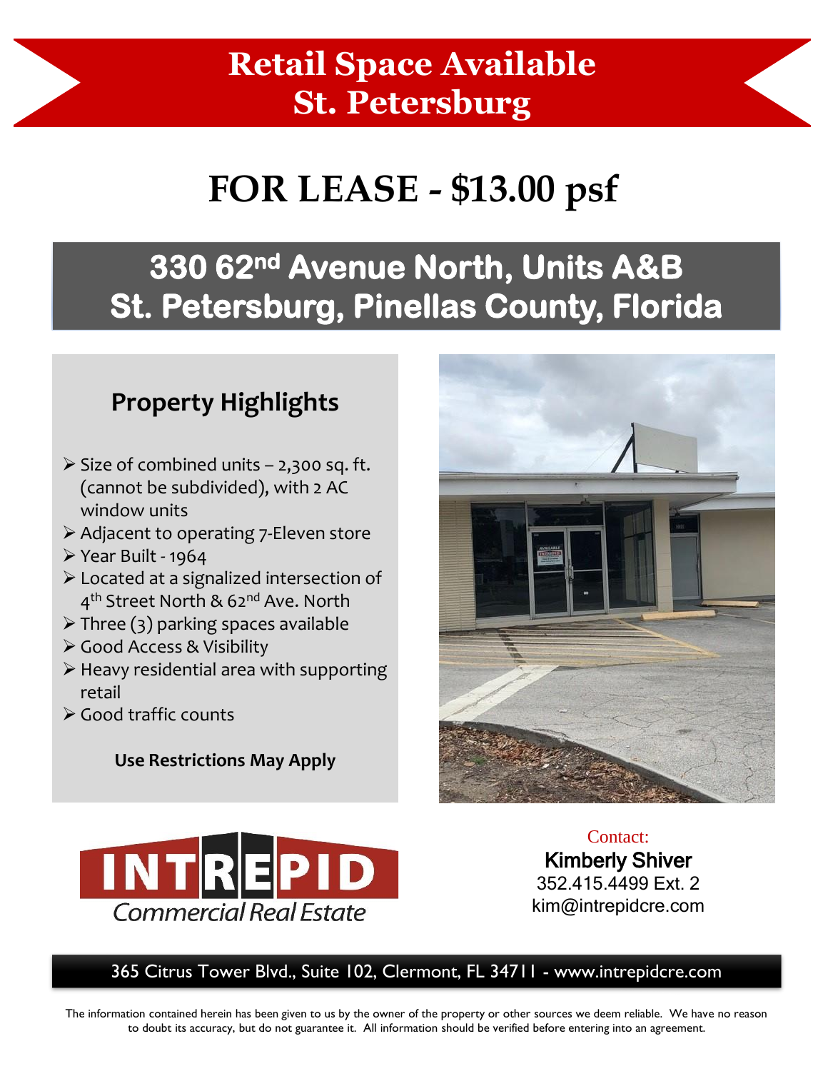# Retail Space Available St. Petersburg

# FOR LEASE - $13.00 psf

## 330 62nd Avenue North, Units A&B St. Petersburg, Pinellas County, Florida

### Property Highlights

- Size of combined units – 2,300 sq. ft. (cannot be subdivided), with 2 AC window units
- Adjacent to operating 7-Eleven store
- Year Built - 1964
- Located at a signalized intersection of 4th Street North & 62nd Ave. North
- Three (3) parking spaces available
- Good Access & Visibility
- Heavy residential area with supporting retail
- Good traffic counts

**Use Restrictions May Apply**

INTREPID Commercial Real Estate

Contact:
**Kimberly Shiver**
352.415.4499 Ext. 2
kim@intrepidcre.com

365 Citrus Tower Blvd., Suite 102, Clermont, FL 34711 - www.intrepidcre.com

The information contained herein has been given to us by the owner of the property or other sources we deem reliable. We have no reason to doubt its accuracy, but do not guarantee it. All information should be verified before entering into an agreement.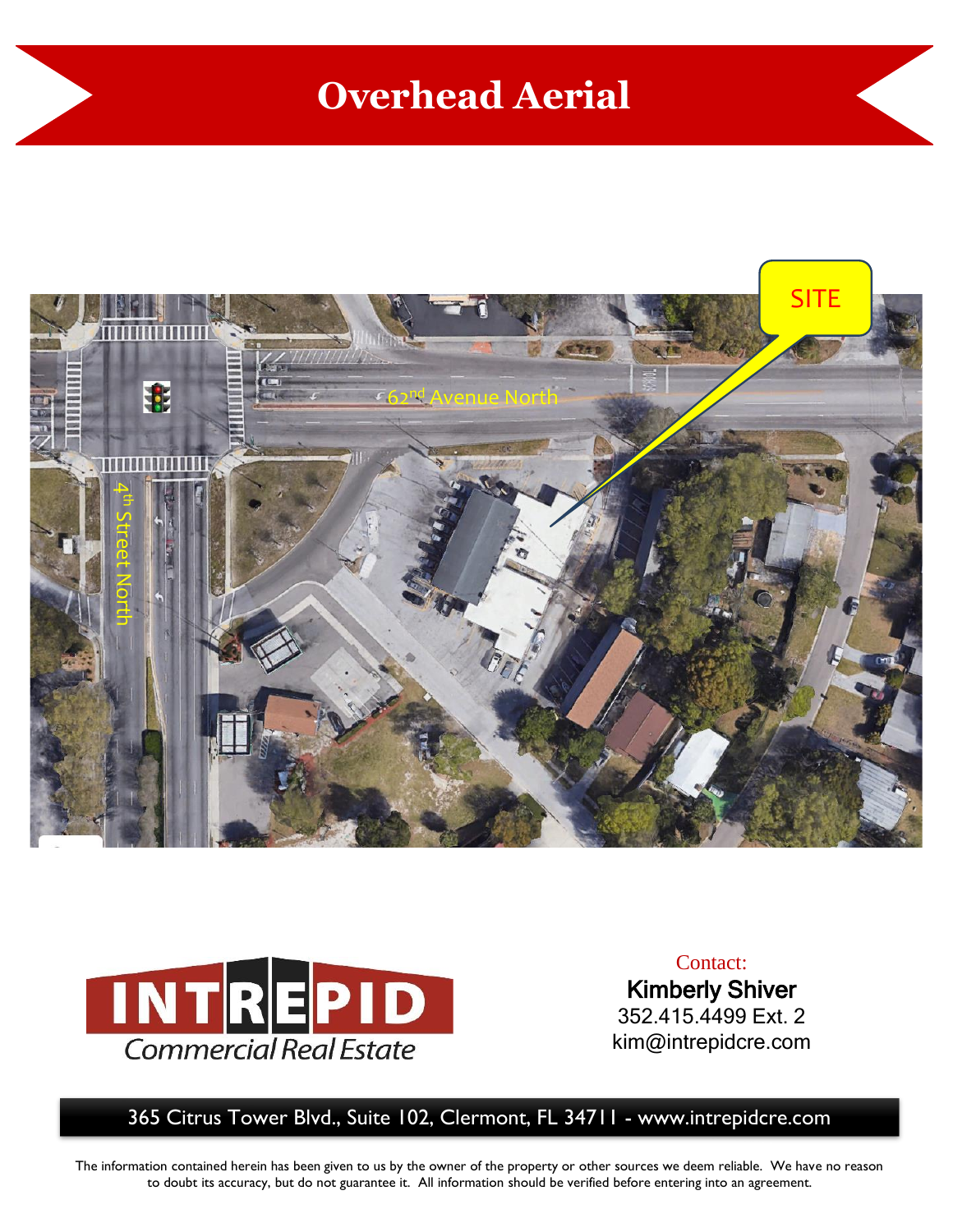# Overhead Aerial

SITE

62nd Avenue North

4th Street North

INTREPID Commercial Real Estate

Contact:
**Kimberly Shiver**
352.415.4499 Ext. 2
kim@intrepidcre.com

365 Citrus Tower Blvd., Suite 102, Clermont, FL 34711 - www.intrepidcre.com

The information contained herein has been given to us by the owner of the property or other sources we deem reliable. We have no reason to doubt its accuracy, but do not guarantee it. All information should be verified before entering into an agreement.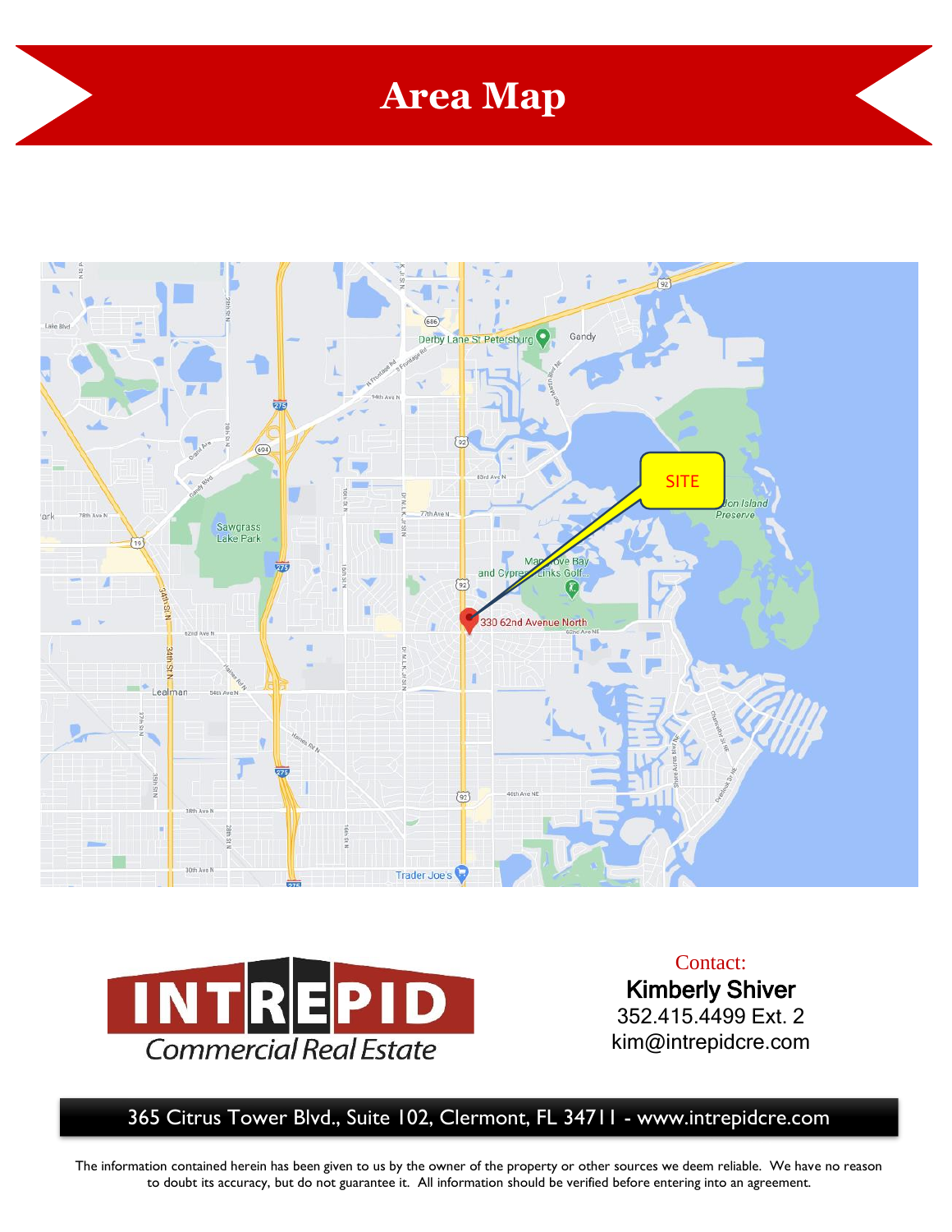# Area Map

SITE

330 62nd Avenue North

INTREPID
Commercial Real Estate

Contact:
**Kimberly Shiver**
352.415.4499 Ext. 2
kim@intrepidcre.com

365 Citrus Tower Blvd., Suite 102, Clermont, FL 34711 - www.intrepidcre.com

The information contained herein has been given to us by the owner of the property or other sources we deem reliable. We have no reason to doubt its accuracy, but do not guarantee it. All information should be verified before entering into an agreement.